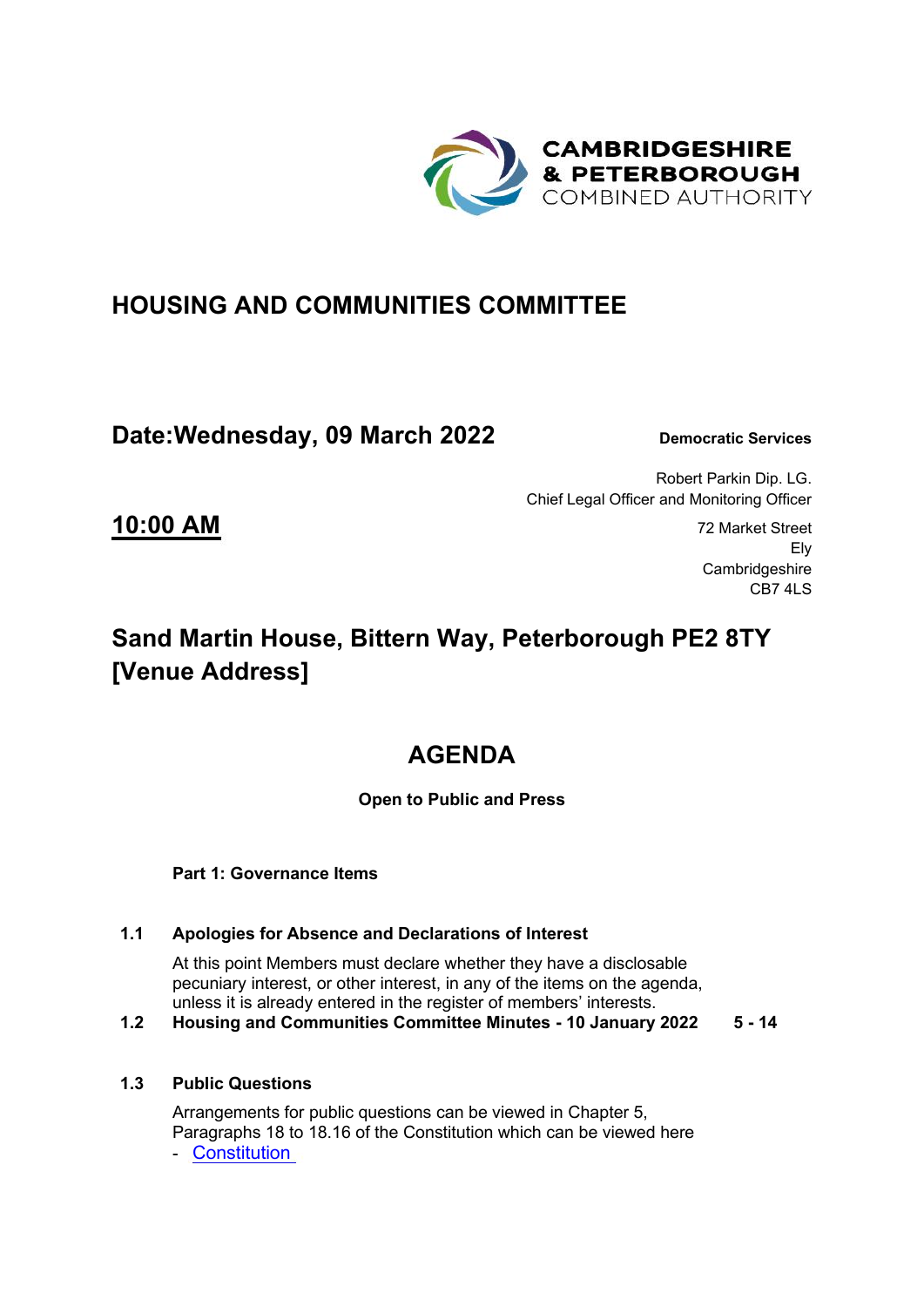CAMBRIDGESHIRE
& PETERBOROUGH
COMBINED AUTHORITY

# HOUSING AND COMMUNITIES COMMITTEE

## Date:Wednesday, 09 March 2022

**Democratic Services**

Robert Parkin Dip. LG.
Chief Legal Officer and Monitoring Officer

72 Market Street
Ely
Cambridgeshire
CB7 4LS

## 10:00 AM

## Sand Martin House, Bittern Way, Peterborough PE2 8TY [Venue Address]

# AGENDA

**Open to Public and Press**

**Part 1: Governance Items**

**1.1 Apologies for Absence and Declarations of Interest**

At this point Members must declare whether they have a disclosable pecuniary interest, or other interest, in any of the items on the agenda, unless it is already entered in the register of members' interests.

**1.2 Housing and Communities Committee Minutes - 10 January 2022** — **5 - 14**

**1.3 Public Questions**

Arrangements for public questions can be viewed in Chapter 5, Paragraphs 18 to 18.16 of the Constitution which can be viewed here

- Constitution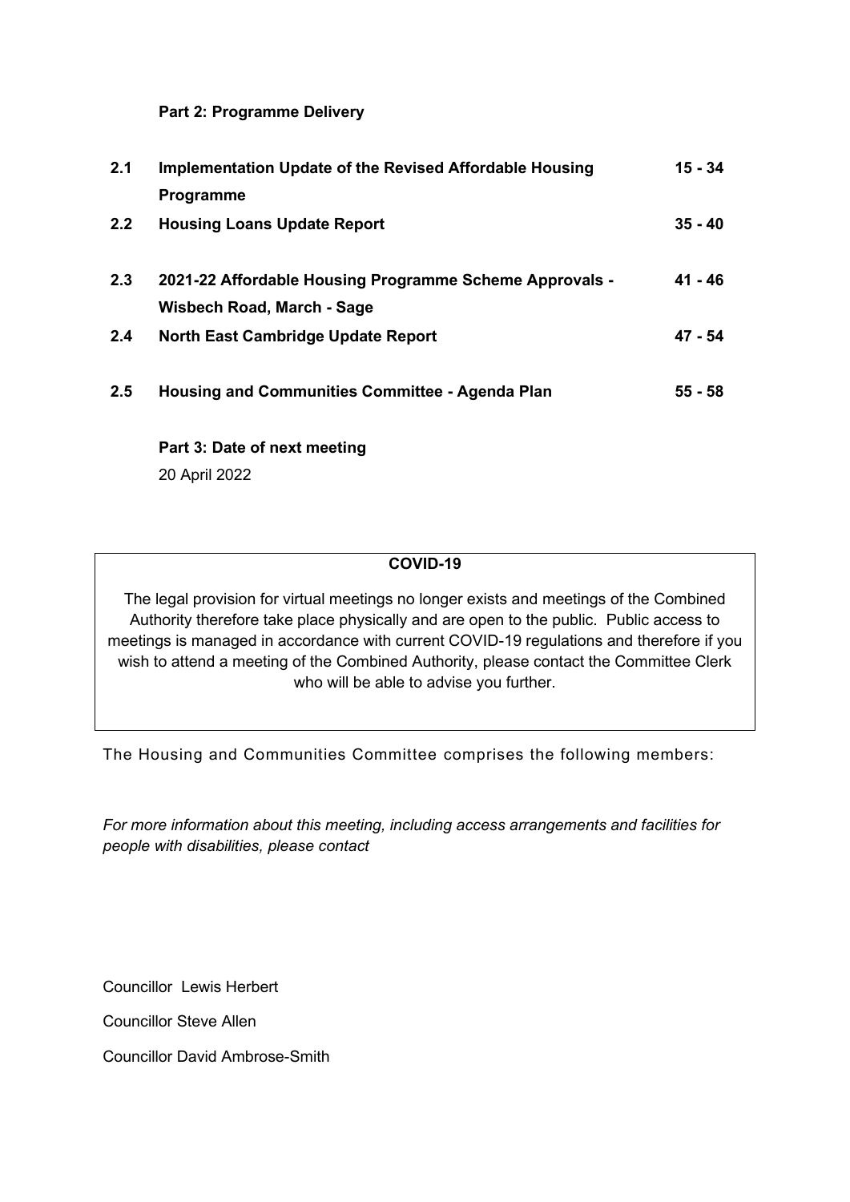**Part 2: Programme Delivery**

| | | |
|---|---|---|
| **2.1** | **Implementation Update of the Revised Affordable Housing Programme** | **15 - 34** |
| **2.2** | **Housing Loans Update Report** | **35 - 40** |
| **2.3** | **2021-22 Affordable Housing Programme Scheme Approvals - Wisbech Road, March - Sage** | **41 - 46** |
| **2.4** | **North East Cambridge Update Report** | **47 - 54** |
| **2.5** | **Housing and Communities Committee - Agenda Plan** | **55 - 58** |

**Part 3: Date of next meeting**

20 April 2022

**COVID-19**

The legal provision for virtual meetings no longer exists and meetings of the Combined Authority therefore take place physically and are open to the public. Public access to meetings is managed in accordance with current COVID-19 regulations and therefore if you wish to attend a meeting of the Combined Authority, please contact the Committee Clerk who will be able to advise you further.

The Housing and Communities Committee comprises the following members:

*For more information about this meeting, including access arrangements and facilities for people with disabilities, please contact*

Councillor Lewis Herbert

Councillor Steve Allen

Councillor David Ambrose-Smith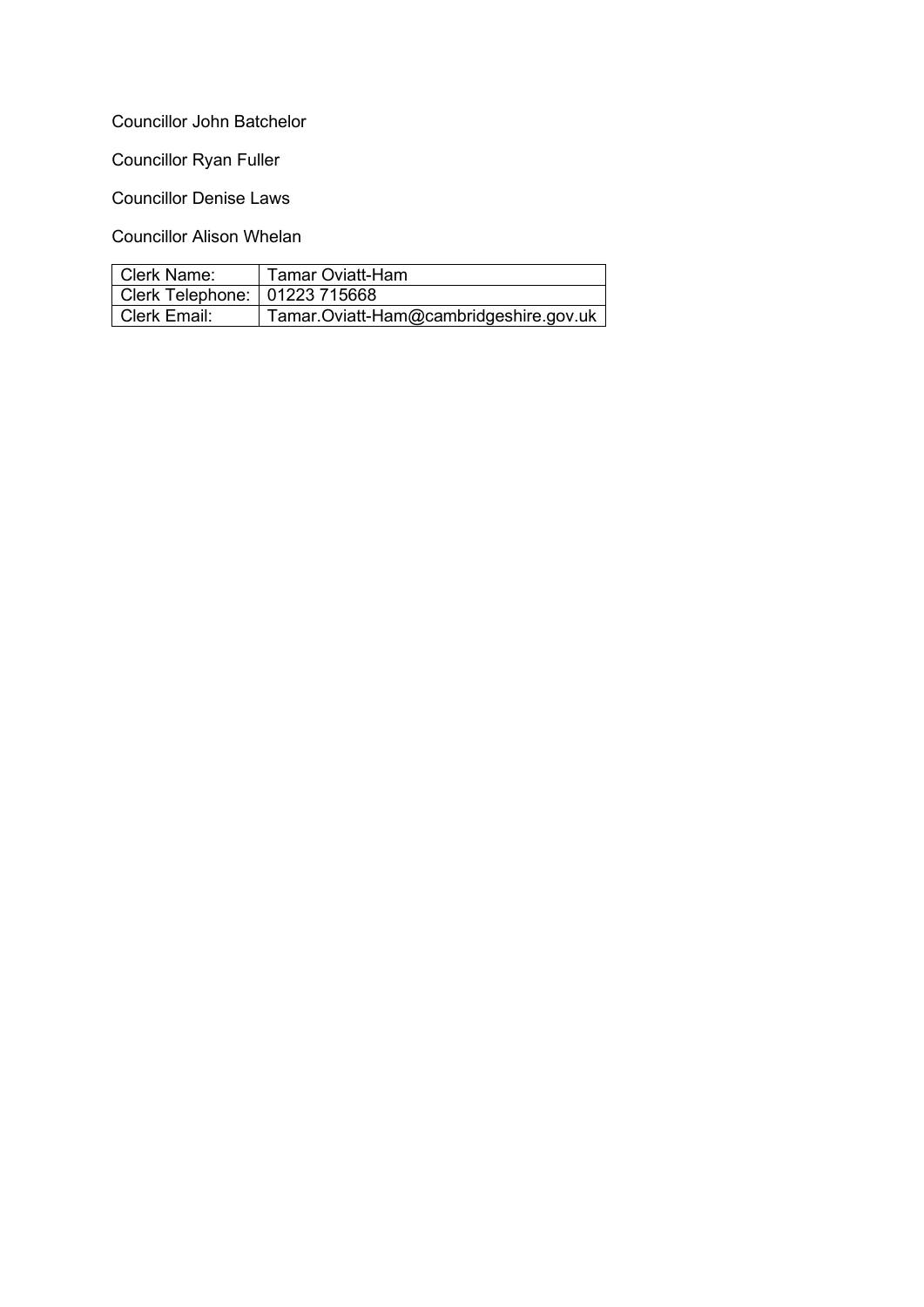Councillor John Batchelor

Councillor Ryan Fuller

Councillor Denise Laws

Councillor Alison Whelan

| | |
|---|---|
| Clerk Name: | Tamar Oviatt-Ham |
| Clerk Telephone: | 01223 715668 |
| Clerk Email: | Tamar.Oviatt-Ham@cambridgeshire.gov.uk |